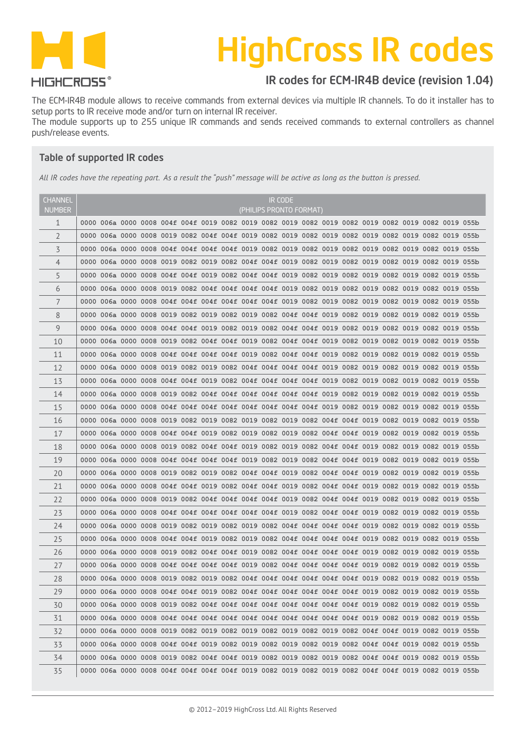# HighCross IR codes

## IR codes for ECM-IR4B device (revision 1.04)

The ECM-IR4B module allows to receive commands from external devices via multiple IR channels. To do it installer has to setup ports to IR receive mode and/or turn on internal IR receiver.
The module supports up to 255 unique IR commands and sends received commands to external controllers as channel push/release events.

### Table of supported IR codes

*All IR codes have the repeating part. As a result the "push" message will be active as long as the button is pressed.*

| CHANNEL NUMBER | IR CODE (PHILIPS PRONTO FORMAT) |
|---|---|
| 1 | 0000 006a 0000 0008 004f 004f 0019 0082 0019 0082 0019 0082 0019 0082 0019 0082 0019 0082 0019 055b |
| 2 | 0000 006a 0000 0008 0019 0082 004f 004f 0019 0082 0019 0082 0019 0082 0019 0082 0019 0082 0019 055b |
| 3 | 0000 006a 0000 0008 004f 004f 004f 004f 0019 0082 0019 0082 0019 0082 0019 0082 0019 0082 0019 055b |
| 4 | 0000 006a 0000 0008 0019 0082 0019 0082 004f 004f 0019 0082 0019 0082 0019 0082 0019 0082 0019 055b |
| 5 | 0000 006a 0000 0008 004f 004f 0019 0082 004f 004f 0019 0082 0019 0082 0019 0082 0019 0082 0019 055b |
| 6 | 0000 006a 0000 0008 0019 0082 004f 004f 004f 004f 0019 0082 0019 0082 0019 0082 0019 0082 0019 055b |
| 7 | 0000 006a 0000 0008 004f 004f 004f 004f 004f 004f 0019 0082 0019 0082 0019 0082 0019 0082 0019 055b |
| 8 | 0000 006a 0000 0008 0019 0082 0019 0082 0019 0082 004f 004f 0019 0082 0019 0082 0019 0082 0019 055b |
| 9 | 0000 006a 0000 0008 004f 004f 0019 0082 0019 0082 004f 004f 0019 0082 0019 0082 0019 0082 0019 055b |
| 10 | 0000 006a 0000 0008 0019 0082 004f 004f 0019 0082 004f 004f 0019 0082 0019 0082 0019 0082 0019 055b |
| 11 | 0000 006a 0000 0008 004f 004f 004f 004f 0019 0082 004f 004f 0019 0082 0019 0082 0019 0082 0019 055b |
| 12 | 0000 006a 0000 0008 0019 0082 0019 0082 004f 004f 004f 004f 0019 0082 0019 0082 0019 0082 0019 055b |
| 13 | 0000 006a 0000 0008 004f 004f 0019 0082 004f 004f 004f 004f 0019 0082 0019 0082 0019 0082 0019 055b |
| 14 | 0000 006a 0000 0008 0019 0082 004f 004f 004f 004f 004f 004f 0019 0082 0019 0082 0019 0082 0019 055b |
| 15 | 0000 006a 0000 0008 004f 004f 004f 004f 004f 004f 004f 004f 0019 0082 0019 0082 0019 0082 0019 055b |
| 16 | 0000 006a 0000 0008 0019 0082 0019 0082 0019 0082 0019 0082 004f 004f 0019 0082 0019 0082 0019 055b |
| 17 | 0000 006a 0000 0008 004f 004f 0019 0082 0019 0082 0019 0082 004f 004f 0019 0082 0019 0082 0019 055b |
| 18 | 0000 006a 0000 0008 0019 0082 004f 004f 0019 0082 0019 0082 004f 004f 0019 0082 0019 0082 0019 055b |
| 19 | 0000 006a 0000 0008 004f 004f 004f 004f 0019 0082 0019 0082 004f 004f 0019 0082 0019 0082 0019 055b |
| 20 | 0000 006a 0000 0008 0019 0082 0019 0082 004f 004f 0019 0082 004f 004f 0019 0082 0019 0082 0019 055b |
| 21 | 0000 006a 0000 0008 004f 004f 0019 0082 004f 004f 0019 0082 004f 004f 0019 0082 0019 0082 0019 055b |
| 22 | 0000 006a 0000 0008 0019 0082 004f 004f 004f 004f 0019 0082 004f 004f 0019 0082 0019 0082 0019 055b |
| 23 | 0000 006a 0000 0008 004f 004f 004f 004f 004f 004f 0019 0082 004f 004f 0019 0082 0019 0082 0019 055b |
| 24 | 0000 006a 0000 0008 0019 0082 0019 0082 0019 0082 004f 004f 004f 004f 0019 0082 0019 0082 0019 055b |
| 25 | 0000 006a 0000 0008 004f 004f 0019 0082 0019 0082 004f 004f 004f 004f 0019 0082 0019 0082 0019 055b |
| 26 | 0000 006a 0000 0008 0019 0082 004f 004f 0019 0082 004f 004f 004f 004f 0019 0082 0019 0082 0019 055b |
| 27 | 0000 006a 0000 0008 004f 004f 004f 004f 0019 0082 004f 004f 004f 004f 0019 0082 0019 0082 0019 055b |
| 28 | 0000 006a 0000 0008 0019 0082 0019 0082 004f 004f 004f 004f 004f 004f 0019 0082 0019 0082 0019 055b |
| 29 | 0000 006a 0000 0008 004f 004f 0019 0082 004f 004f 004f 004f 004f 004f 0019 0082 0019 0082 0019 055b |
| 30 | 0000 006a 0000 0008 0019 0082 004f 004f 004f 004f 004f 004f 004f 004f 0019 0082 0019 0082 0019 055b |
| 31 | 0000 006a 0000 0008 004f 004f 004f 004f 004f 004f 004f 004f 004f 004f 0019 0082 0019 0082 0019 055b |
| 32 | 0000 006a 0000 0008 0019 0082 0019 0082 0019 0082 0019 0082 0019 0082 004f 004f 0019 0082 0019 055b |
| 33 | 0000 006a 0000 0008 004f 004f 0019 0082 0019 0082 0019 0082 0019 0082 004f 004f 0019 0082 0019 055b |
| 34 | 0000 006a 0000 0008 0019 0082 004f 004f 0019 0082 0019 0082 0019 0082 004f 004f 0019 0082 0019 055b |
| 35 | 0000 006a 0000 0008 004f 004f 004f 004f 0019 0082 0019 0082 0019 0082 004f 004f 0019 0082 0019 055b |

© 2012–2019 HighCross Ltd. All Rights Reserved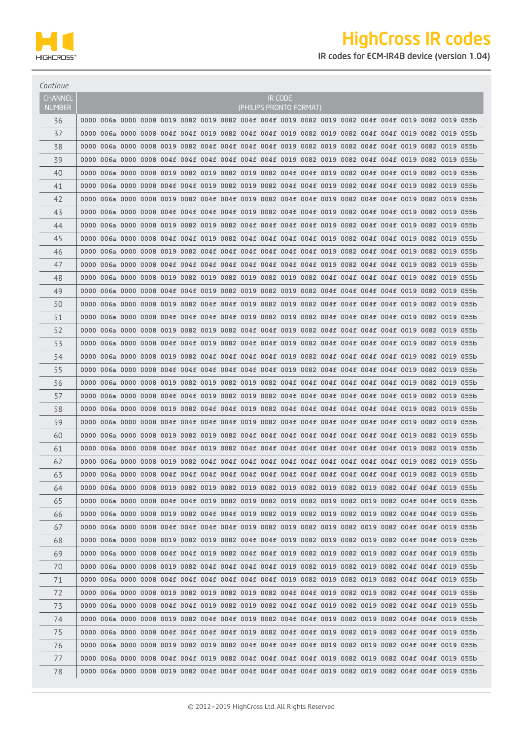*Continue*

| CHANNEL NUMBER | IR CODE (PHILIPS PRONTO FORMAT) |
|---|---|
| 36 | 0000 006a 0000 0008 0019 0082 0019 0082 004f 004f 0019 0082 0019 0082 004f 004f 0019 0082 0019 055b |
| 37 | 0000 006a 0000 0008 004f 004f 0019 0082 004f 004f 0019 0082 0019 0082 004f 004f 0019 0082 0019 055b |
| 38 | 0000 006a 0000 0008 0019 0082 004f 004f 004f 004f 0019 0082 0019 0082 004f 004f 0019 0082 0019 055b |
| 39 | 0000 006a 0000 0008 004f 004f 004f 004f 004f 004f 0019 0082 0019 0082 004f 004f 0019 0082 0019 055b |
| 40 | 0000 006a 0000 0008 0019 0082 0019 0082 0019 0082 004f 004f 0019 0082 004f 004f 0019 0082 0019 055b |
| 41 | 0000 006a 0000 0008 004f 004f 0019 0082 0019 0082 004f 004f 0019 0082 004f 004f 0019 0082 0019 055b |
| 42 | 0000 006a 0000 0008 0019 0082 004f 004f 0019 0082 004f 004f 0019 0082 004f 004f 0019 0082 0019 055b |
| 43 | 0000 006a 0000 0008 004f 004f 004f 004f 0019 0082 004f 004f 0019 0082 004f 004f 0019 0082 0019 055b |
| 44 | 0000 006a 0000 0008 0019 0082 0019 0082 004f 004f 004f 004f 0019 0082 004f 004f 0019 0082 0019 055b |
| 45 | 0000 006a 0000 0008 004f 004f 0019 0082 004f 004f 004f 004f 0019 0082 004f 004f 0019 0082 0019 055b |
| 46 | 0000 006a 0000 0008 0019 0082 004f 004f 004f 004f 004f 004f 0019 0082 004f 004f 0019 0082 0019 055b |
| 47 | 0000 006a 0000 0008 004f 004f 004f 004f 004f 004f 004f 004f 0019 0082 004f 004f 0019 0082 0019 055b |
| 48 | 0000 006a 0000 0008 0019 0082 0019 0082 0019 0082 0019 0082 004f 004f 004f 004f 0019 0082 0019 055b |
| 49 | 0000 006a 0000 0008 004f 004f 0019 0082 0019 0082 0019 0082 004f 004f 004f 004f 0019 0082 0019 055b |
| 50 | 0000 006a 0000 0008 0019 0082 004f 004f 0019 0082 0019 0082 004f 004f 004f 004f 0019 0082 0019 055b |
| 51 | 0000 006a 0000 0008 004f 004f 004f 004f 0019 0082 0019 0082 004f 004f 004f 004f 0019 0082 0019 055b |
| 52 | 0000 006a 0000 0008 0019 0082 0019 0082 004f 004f 0019 0082 004f 004f 004f 004f 0019 0082 0019 055b |
| 53 | 0000 006a 0000 0008 004f 004f 0019 0082 004f 004f 0019 0082 004f 004f 004f 004f 0019 0082 0019 055b |
| 54 | 0000 006a 0000 0008 0019 0082 004f 004f 004f 004f 0019 0082 004f 004f 004f 004f 0019 0082 0019 055b |
| 55 | 0000 006a 0000 0008 004f 004f 004f 004f 004f 004f 0019 0082 004f 004f 004f 004f 0019 0082 0019 055b |
| 56 | 0000 006a 0000 0008 0019 0082 0019 0082 0019 0082 004f 004f 004f 004f 004f 004f 0019 0082 0019 055b |
| 57 | 0000 006a 0000 0008 004f 004f 0019 0082 0019 0082 004f 004f 004f 004f 004f 004f 0019 0082 0019 055b |
| 58 | 0000 006a 0000 0008 0019 0082 004f 004f 0019 0082 004f 004f 004f 004f 004f 004f 0019 0082 0019 055b |
| 59 | 0000 006a 0000 0008 004f 004f 004f 004f 0019 0082 004f 004f 004f 004f 004f 004f 0019 0082 0019 055b |
| 60 | 0000 006a 0000 0008 0019 0082 0019 0082 004f 004f 004f 004f 004f 004f 004f 004f 0019 0082 0019 055b |
| 61 | 0000 006a 0000 0008 004f 004f 0019 0082 004f 004f 004f 004f 004f 004f 004f 004f 0019 0082 0019 055b |
| 62 | 0000 006a 0000 0008 0019 0082 004f 004f 004f 004f 004f 004f 004f 004f 004f 004f 0019 0082 0019 055b |
| 63 | 0000 006a 0000 0008 004f 004f 004f 004f 004f 004f 004f 004f 004f 004f 004f 004f 0019 0082 0019 055b |
| 64 | 0000 006a 0000 0008 0019 0082 0019 0082 0019 0082 0019 0082 0019 0082 0019 0082 004f 004f 0019 055b |
| 65 | 0000 006a 0000 0008 004f 004f 0019 0082 0019 0082 0019 0082 0019 0082 0019 0082 004f 004f 0019 055b |
| 66 | 0000 006a 0000 0008 0019 0082 004f 004f 0019 0082 0019 0082 0019 0082 0019 0082 004f 004f 0019 055b |
| 67 | 0000 006a 0000 0008 004f 004f 004f 004f 0019 0082 0019 0082 0019 0082 0019 0082 004f 004f 0019 055b |
| 68 | 0000 006a 0000 0008 0019 0082 0019 0082 004f 004f 0019 0082 0019 0082 0019 0082 004f 004f 0019 055b |
| 69 | 0000 006a 0000 0008 004f 004f 0019 0082 004f 004f 0019 0082 0019 0082 0019 0082 004f 004f 0019 055b |
| 70 | 0000 006a 0000 0008 0019 0082 004f 004f 004f 004f 0019 0082 0019 0082 0019 0082 004f 004f 0019 055b |
| 71 | 0000 006a 0000 0008 004f 004f 004f 004f 004f 004f 0019 0082 0019 0082 0019 0082 004f 004f 0019 055b |
| 72 | 0000 006a 0000 0008 0019 0082 0019 0082 0019 0082 004f 004f 0019 0082 0019 0082 004f 004f 0019 055b |
| 73 | 0000 006a 0000 0008 004f 004f 0019 0082 0019 0082 004f 004f 0019 0082 0019 0082 004f 004f 0019 055b |
| 74 | 0000 006a 0000 0008 0019 0082 004f 004f 0019 0082 004f 004f 0019 0082 0019 0082 004f 004f 0019 055b |
| 75 | 0000 006a 0000 0008 004f 004f 004f 004f 0019 0082 004f 004f 0019 0082 0019 0082 004f 004f 0019 055b |
| 76 | 0000 006a 0000 0008 0019 0082 0019 0082 004f 004f 004f 004f 0019 0082 0019 0082 004f 004f 0019 055b |
| 77 | 0000 006a 0000 0008 004f 004f 0019 0082 004f 004f 004f 004f 0019 0082 0019 0082 004f 004f 0019 055b |
| 78 | 0000 006a 0000 0008 0019 0082 004f 004f 004f 004f 004f 004f 0019 0082 0019 0082 004f 004f 0019 055b |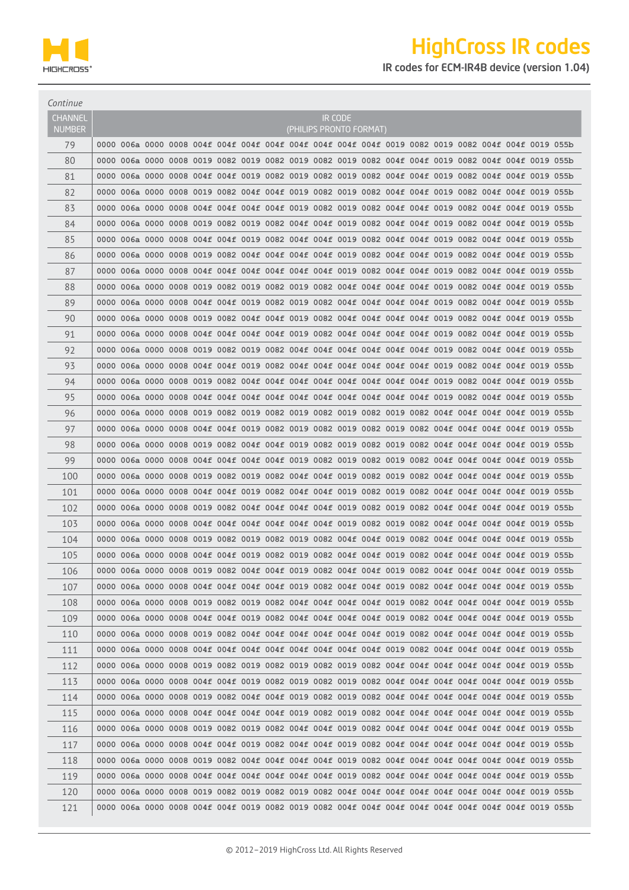*Continue*

| CHANNEL NUMBER | IR CODE (PHILIPS PRONTO FORMAT) |
|---|---|
| 79 | 0000 006a 0000 0008 004f 004f 004f 004f 004f 004f 004f 004f 0019 0082 0019 0082 004f 004f 0019 055b |
| 80 | 0000 006a 0000 0008 0019 0082 0019 0082 0019 0082 0019 0082 004f 004f 0019 0082 004f 004f 0019 055b |
| 81 | 0000 006a 0000 0008 004f 004f 0019 0082 0019 0082 0019 0082 004f 004f 0019 0082 004f 004f 0019 055b |
| 82 | 0000 006a 0000 0008 0019 0082 004f 004f 0019 0082 0019 0082 004f 004f 0019 0082 004f 004f 0019 055b |
| 83 | 0000 006a 0000 0008 004f 004f 004f 004f 0019 0082 0019 0082 004f 004f 0019 0082 004f 004f 0019 055b |
| 84 | 0000 006a 0000 0008 0019 0082 0019 0082 004f 004f 0019 0082 004f 004f 0019 0082 004f 004f 0019 055b |
| 85 | 0000 006a 0000 0008 004f 004f 0019 0082 004f 004f 0019 0082 004f 004f 0019 0082 004f 004f 0019 055b |
| 86 | 0000 006a 0000 0008 0019 0082 004f 004f 004f 004f 0019 0082 004f 004f 0019 0082 004f 004f 0019 055b |
| 87 | 0000 006a 0000 0008 004f 004f 004f 004f 004f 004f 0019 0082 004f 004f 0019 0082 004f 004f 0019 055b |
| 88 | 0000 006a 0000 0008 0019 0082 0019 0082 0019 0082 004f 004f 004f 004f 0019 0082 004f 004f 0019 055b |
| 89 | 0000 006a 0000 0008 004f 004f 0019 0082 0019 0082 004f 004f 004f 004f 0019 0082 004f 004f 0019 055b |
| 90 | 0000 006a 0000 0008 0019 0082 004f 004f 0019 0082 004f 004f 004f 004f 0019 0082 004f 004f 0019 055b |
| 91 | 0000 006a 0000 0008 004f 004f 004f 004f 0019 0082 004f 004f 004f 004f 0019 0082 004f 004f 0019 055b |
| 92 | 0000 006a 0000 0008 0019 0082 0019 0082 004f 004f 004f 004f 004f 004f 0019 0082 004f 004f 0019 055b |
| 93 | 0000 006a 0000 0008 004f 004f 0019 0082 004f 004f 004f 004f 004f 004f 0019 0082 004f 004f 0019 055b |
| 94 | 0000 006a 0000 0008 0019 0082 004f 004f 004f 004f 004f 004f 004f 004f 0019 0082 004f 004f 0019 055b |
| 95 | 0000 006a 0000 0008 004f 004f 004f 004f 004f 004f 004f 004f 004f 004f 0019 0082 004f 004f 0019 055b |
| 96 | 0000 006a 0000 0008 0019 0082 0019 0082 0019 0082 0019 0082 0019 0082 004f 004f 004f 004f 0019 055b |
| 97 | 0000 006a 0000 0008 004f 004f 0019 0082 0019 0082 0019 0082 0019 0082 004f 004f 004f 004f 0019 055b |
| 98 | 0000 006a 0000 0008 0019 0082 004f 004f 0019 0082 0019 0082 0019 0082 004f 004f 004f 004f 0019 055b |
| 99 | 0000 006a 0000 0008 004f 004f 004f 004f 0019 0082 0019 0082 0019 0082 004f 004f 004f 004f 0019 055b |
| 100 | 0000 006a 0000 0008 0019 0082 0019 0082 004f 004f 0019 0082 0019 0082 004f 004f 004f 004f 0019 055b |
| 101 | 0000 006a 0000 0008 004f 004f 0019 0082 004f 004f 0019 0082 0019 0082 004f 004f 004f 004f 0019 055b |
| 102 | 0000 006a 0000 0008 0019 0082 004f 004f 004f 004f 0019 0082 0019 0082 004f 004f 004f 004f 0019 055b |
| 103 | 0000 006a 0000 0008 004f 004f 004f 004f 004f 004f 0019 0082 0019 0082 004f 004f 004f 004f 0019 055b |
| 104 | 0000 006a 0000 0008 0019 0082 0019 0082 0019 0082 004f 004f 0019 0082 004f 004f 004f 004f 0019 055b |
| 105 | 0000 006a 0000 0008 004f 004f 0019 0082 0019 0082 004f 004f 0019 0082 004f 004f 004f 004f 0019 055b |
| 106 | 0000 006a 0000 0008 0019 0082 004f 004f 0019 0082 004f 004f 0019 0082 004f 004f 004f 004f 0019 055b |
| 107 | 0000 006a 0000 0008 004f 004f 004f 004f 0019 0082 004f 004f 0019 0082 004f 004f 004f 004f 0019 055b |
| 108 | 0000 006a 0000 0008 0019 0082 0019 0082 004f 004f 004f 004f 0019 0082 004f 004f 004f 004f 0019 055b |
| 109 | 0000 006a 0000 0008 004f 004f 0019 0082 004f 004f 004f 004f 0019 0082 004f 004f 004f 004f 0019 055b |
| 110 | 0000 006a 0000 0008 0019 0082 004f 004f 004f 004f 004f 004f 0019 0082 004f 004f 004f 004f 0019 055b |
| 111 | 0000 006a 0000 0008 004f 004f 004f 004f 004f 004f 004f 004f 0019 0082 004f 004f 004f 004f 0019 055b |
| 112 | 0000 006a 0000 0008 0019 0082 0019 0082 0019 0082 0019 0082 004f 004f 004f 004f 004f 004f 0019 055b |
| 113 | 0000 006a 0000 0008 004f 004f 0019 0082 0019 0082 0019 0082 004f 004f 004f 004f 004f 004f 0019 055b |
| 114 | 0000 006a 0000 0008 0019 0082 004f 004f 0019 0082 0019 0082 004f 004f 004f 004f 004f 004f 0019 055b |
| 115 | 0000 006a 0000 0008 004f 004f 004f 004f 0019 0082 0019 0082 004f 004f 004f 004f 004f 004f 0019 055b |
| 116 | 0000 006a 0000 0008 0019 0082 0019 0082 004f 004f 0019 0082 004f 004f 004f 004f 004f 004f 0019 055b |
| 117 | 0000 006a 0000 0008 004f 004f 0019 0082 004f 004f 0019 0082 004f 004f 004f 004f 004f 004f 0019 055b |
| 118 | 0000 006a 0000 0008 0019 0082 004f 004f 004f 004f 0019 0082 004f 004f 004f 004f 004f 004f 0019 055b |
| 119 | 0000 006a 0000 0008 004f 004f 004f 004f 004f 004f 0019 0082 004f 004f 004f 004f 004f 004f 0019 055b |
| 120 | 0000 006a 0000 0008 0019 0082 0019 0082 0019 0082 004f 004f 004f 004f 004f 004f 004f 004f 0019 055b |
| 121 | 0000 006a 0000 0008 004f 004f 0019 0082 0019 0082 004f 004f 004f 004f 004f 004f 004f 004f 0019 055b |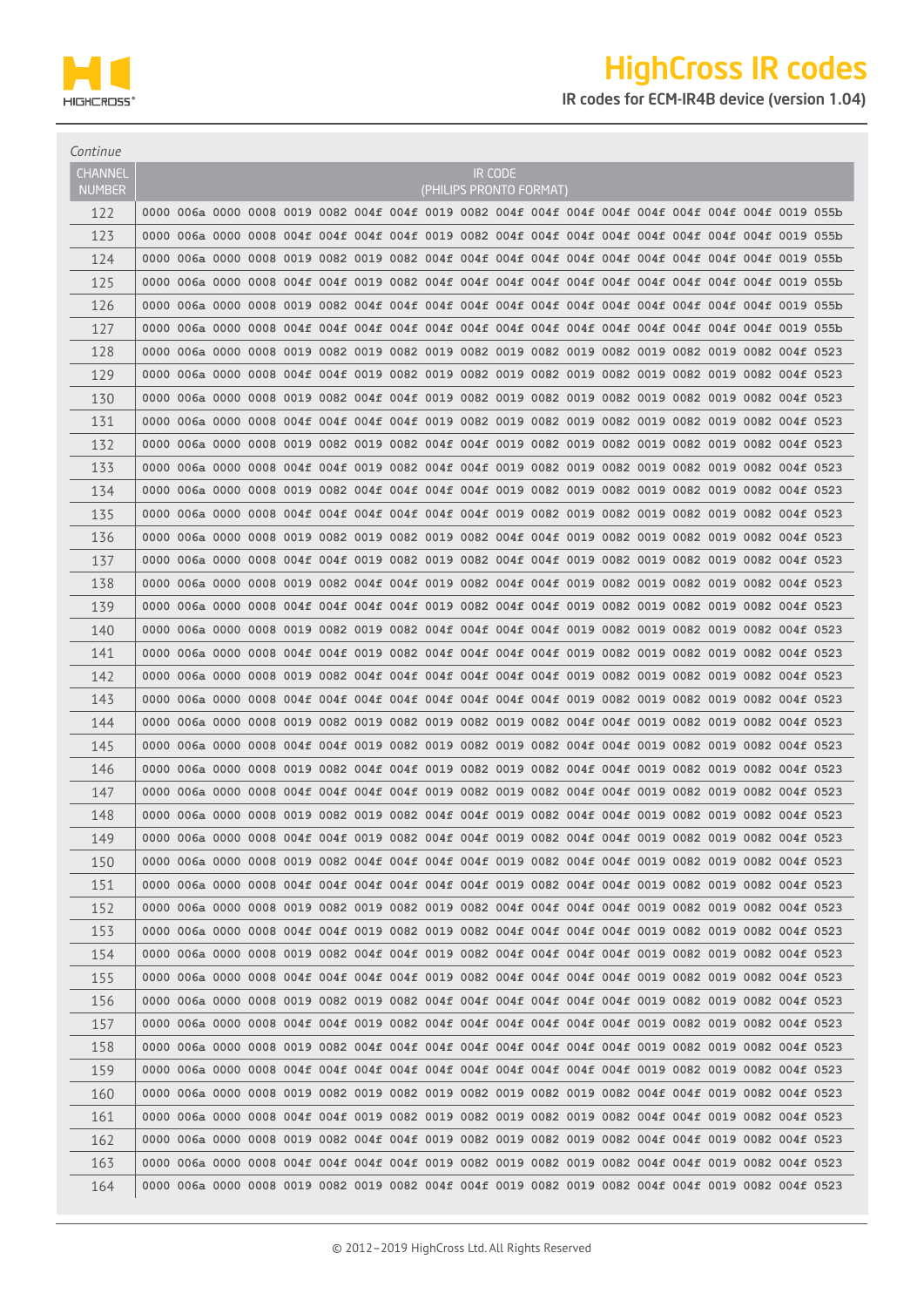*Continue*

| CHANNEL NUMBER | IR CODE (PHILIPS PRONTO FORMAT) |
|---|---|
| 122 | 0000 006a 0000 0008 0019 0082 004f 004f 0019 0082 004f 004f 004f 004f 004f 004f 004f 004f 0019 055b |
| 123 | 0000 006a 0000 0008 004f 004f 004f 004f 0019 0082 004f 004f 004f 004f 004f 004f 004f 004f 0019 055b |
| 124 | 0000 006a 0000 0008 0019 0082 0019 0082 004f 004f 004f 004f 004f 004f 004f 004f 004f 004f 0019 055b |
| 125 | 0000 006a 0000 0008 004f 004f 0019 0082 004f 004f 004f 004f 004f 004f 004f 004f 004f 004f 0019 055b |
| 126 | 0000 006a 0000 0008 0019 0082 004f 004f 004f 004f 004f 004f 004f 004f 004f 004f 004f 004f 0019 055b |
| 127 | 0000 006a 0000 0008 004f 004f 004f 004f 004f 004f 004f 004f 004f 004f 004f 004f 004f 004f 0019 055b |
| 128 | 0000 006a 0000 0008 0019 0082 0019 0082 0019 0082 0019 0082 0019 0082 0019 0082 0019 0082 004f 0523 |
| 129 | 0000 006a 0000 0008 004f 004f 0019 0082 0019 0082 0019 0082 0019 0082 0019 0082 0019 0082 004f 0523 |
| 130 | 0000 006a 0000 0008 0019 0082 004f 004f 0019 0082 0019 0082 0019 0082 0019 0082 0019 0082 004f 0523 |
| 131 | 0000 006a 0000 0008 004f 004f 004f 004f 0019 0082 0019 0082 0019 0082 0019 0082 0019 0082 004f 0523 |
| 132 | 0000 006a 0000 0008 0019 0082 0019 0082 004f 004f 0019 0082 0019 0082 0019 0082 0019 0082 004f 0523 |
| 133 | 0000 006a 0000 0008 004f 004f 0019 0082 004f 004f 0019 0082 0019 0082 0019 0082 0019 0082 004f 0523 |
| 134 | 0000 006a 0000 0008 0019 0082 004f 004f 004f 004f 0019 0082 0019 0082 0019 0082 0019 0082 004f 0523 |
| 135 | 0000 006a 0000 0008 004f 004f 004f 004f 004f 004f 0019 0082 0019 0082 0019 0082 0019 0082 004f 0523 |
| 136 | 0000 006a 0000 0008 0019 0082 0019 0082 0019 0082 004f 004f 0019 0082 0019 0082 0019 0082 004f 0523 |
| 137 | 0000 006a 0000 0008 004f 004f 0019 0082 0019 0082 004f 004f 0019 0082 0019 0082 0019 0082 004f 0523 |
| 138 | 0000 006a 0000 0008 0019 0082 004f 004f 0019 0082 004f 004f 0019 0082 0019 0082 0019 0082 004f 0523 |
| 139 | 0000 006a 0000 0008 004f 004f 004f 004f 0019 0082 004f 004f 0019 0082 0019 0082 0019 0082 004f 0523 |
| 140 | 0000 006a 0000 0008 0019 0082 0019 0082 004f 004f 004f 004f 0019 0082 0019 0082 0019 0082 004f 0523 |
| 141 | 0000 006a 0000 0008 004f 004f 0019 0082 004f 004f 004f 004f 0019 0082 0019 0082 0019 0082 004f 0523 |
| 142 | 0000 006a 0000 0008 0019 0082 004f 004f 004f 004f 004f 004f 0019 0082 0019 0082 0019 0082 004f 0523 |
| 143 | 0000 006a 0000 0008 004f 004f 004f 004f 004f 004f 004f 004f 0019 0082 0019 0082 0019 0082 004f 0523 |
| 144 | 0000 006a 0000 0008 0019 0082 0019 0082 0019 0082 0019 0082 004f 004f 0019 0082 0019 0082 004f 0523 |
| 145 | 0000 006a 0000 0008 004f 004f 0019 0082 0019 0082 0019 0082 004f 004f 0019 0082 0019 0082 004f 0523 |
| 146 | 0000 006a 0000 0008 0019 0082 004f 004f 0019 0082 0019 0082 004f 004f 0019 0082 0019 0082 004f 0523 |
| 147 | 0000 006a 0000 0008 004f 004f 004f 004f 0019 0082 0019 0082 004f 004f 0019 0082 0019 0082 004f 0523 |
| 148 | 0000 006a 0000 0008 0019 0082 0019 0082 004f 004f 0019 0082 004f 004f 0019 0082 0019 0082 004f 0523 |
| 149 | 0000 006a 0000 0008 004f 004f 0019 0082 004f 004f 0019 0082 004f 004f 0019 0082 0019 0082 004f 0523 |
| 150 | 0000 006a 0000 0008 0019 0082 004f 004f 004f 004f 0019 0082 004f 004f 0019 0082 0019 0082 004f 0523 |
| 151 | 0000 006a 0000 0008 004f 004f 004f 004f 004f 004f 0019 0082 004f 004f 0019 0082 0019 0082 004f 0523 |
| 152 | 0000 006a 0000 0008 0019 0082 0019 0082 0019 0082 004f 004f 004f 004f 0019 0082 0019 0082 004f 0523 |
| 153 | 0000 006a 0000 0008 004f 004f 0019 0082 0019 0082 004f 004f 004f 004f 0019 0082 0019 0082 004f 0523 |
| 154 | 0000 006a 0000 0008 0019 0082 004f 004f 0019 0082 004f 004f 004f 004f 0019 0082 0019 0082 004f 0523 |
| 155 | 0000 006a 0000 0008 004f 004f 004f 004f 0019 0082 004f 004f 004f 004f 0019 0082 0019 0082 004f 0523 |
| 156 | 0000 006a 0000 0008 0019 0082 0019 0082 004f 004f 004f 004f 004f 004f 0019 0082 0019 0082 004f 0523 |
| 157 | 0000 006a 0000 0008 004f 004f 0019 0082 004f 004f 004f 004f 004f 004f 0019 0082 0019 0082 004f 0523 |
| 158 | 0000 006a 0000 0008 0019 0082 004f 004f 004f 004f 004f 004f 004f 004f 0019 0082 0019 0082 004f 0523 |
| 159 | 0000 006a 0000 0008 004f 004f 004f 004f 004f 004f 004f 004f 004f 004f 0019 0082 0019 0082 004f 0523 |
| 160 | 0000 006a 0000 0008 0019 0082 0019 0082 0019 0082 0019 0082 0019 0082 004f 004f 0019 0082 004f 0523 |
| 161 | 0000 006a 0000 0008 004f 004f 0019 0082 0019 0082 0019 0082 0019 0082 004f 004f 0019 0082 004f 0523 |
| 162 | 0000 006a 0000 0008 0019 0082 004f 004f 0019 0082 0019 0082 0019 0082 004f 004f 0019 0082 004f 0523 |
| 163 | 0000 006a 0000 0008 004f 004f 004f 004f 0019 0082 0019 0082 0019 0082 004f 004f 0019 0082 004f 0523 |
| 164 | 0000 006a 0000 0008 0019 0082 0019 0082 004f 004f 0019 0082 0019 0082 004f 004f 0019 0082 004f 0523 |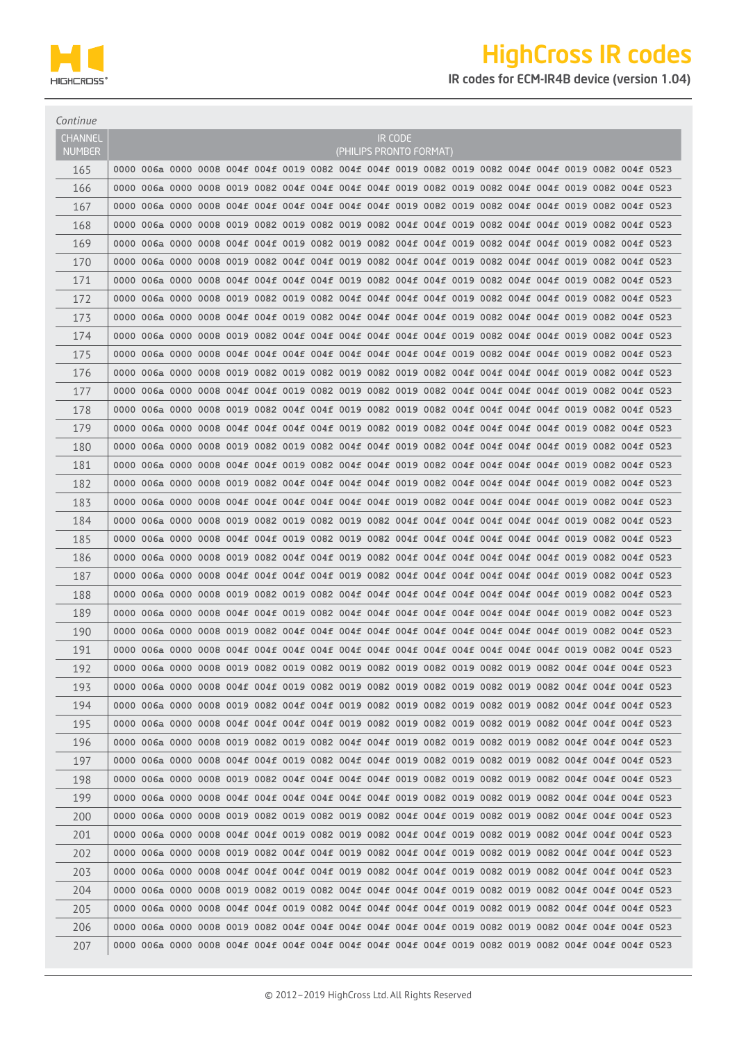*Continue*

| CHANNEL NUMBER | IR CODE (PHILIPS PRONTO FORMAT) |
|---|---|
| 165 | 0000 006a 0000 0008 004f 004f 0019 0082 004f 004f 0019 0082 0019 0082 004f 004f 0019 0082 004f 0523 |
| 166 | 0000 006a 0000 0008 0019 0082 004f 004f 004f 004f 0019 0082 0019 0082 004f 004f 0019 0082 004f 0523 |
| 167 | 0000 006a 0000 0008 004f 004f 004f 004f 004f 004f 0019 0082 0019 0082 004f 004f 0019 0082 004f 0523 |
| 168 | 0000 006a 0000 0008 0019 0082 0019 0082 0019 0082 004f 004f 0019 0082 004f 004f 0019 0082 004f 0523 |
| 169 | 0000 006a 0000 0008 004f 004f 0019 0082 0019 0082 004f 004f 0019 0082 004f 004f 0019 0082 004f 0523 |
| 170 | 0000 006a 0000 0008 0019 0082 004f 004f 0019 0082 004f 004f 0019 0082 004f 004f 0019 0082 004f 0523 |
| 171 | 0000 006a 0000 0008 004f 004f 004f 004f 0019 0082 004f 004f 0019 0082 004f 004f 0019 0082 004f 0523 |
| 172 | 0000 006a 0000 0008 0019 0082 0019 0082 004f 004f 004f 004f 0019 0082 004f 004f 0019 0082 004f 0523 |
| 173 | 0000 006a 0000 0008 004f 004f 0019 0082 004f 004f 004f 004f 0019 0082 004f 004f 0019 0082 004f 0523 |
| 174 | 0000 006a 0000 0008 0019 0082 004f 004f 004f 004f 004f 004f 0019 0082 004f 004f 0019 0082 004f 0523 |
| 175 | 0000 006a 0000 0008 004f 004f 004f 004f 004f 004f 004f 004f 0019 0082 004f 004f 0019 0082 004f 0523 |
| 176 | 0000 006a 0000 0008 0019 0082 0019 0082 0019 0082 0019 0082 004f 004f 004f 004f 0019 0082 004f 0523 |
| 177 | 0000 006a 0000 0008 004f 004f 0019 0082 0019 0082 0019 0082 004f 004f 004f 004f 0019 0082 004f 0523 |
| 178 | 0000 006a 0000 0008 0019 0082 004f 004f 0019 0082 0019 0082 004f 004f 004f 004f 0019 0082 004f 0523 |
| 179 | 0000 006a 0000 0008 004f 004f 004f 004f 0019 0082 0019 0082 004f 004f 004f 004f 0019 0082 004f 0523 |
| 180 | 0000 006a 0000 0008 0019 0082 0019 0082 004f 004f 0019 0082 004f 004f 004f 004f 0019 0082 004f 0523 |
| 181 | 0000 006a 0000 0008 004f 004f 0019 0082 004f 004f 0019 0082 004f 004f 004f 004f 0019 0082 004f 0523 |
| 182 | 0000 006a 0000 0008 0019 0082 004f 004f 004f 004f 0019 0082 004f 004f 004f 004f 0019 0082 004f 0523 |
| 183 | 0000 006a 0000 0008 004f 004f 004f 004f 004f 004f 0019 0082 004f 004f 004f 004f 0019 0082 004f 0523 |
| 184 | 0000 006a 0000 0008 0019 0082 0019 0082 0019 0082 004f 004f 004f 004f 004f 004f 0019 0082 004f 0523 |
| 185 | 0000 006a 0000 0008 004f 004f 0019 0082 0019 0082 004f 004f 004f 004f 004f 004f 0019 0082 004f 0523 |
| 186 | 0000 006a 0000 0008 0019 0082 004f 004f 0019 0082 004f 004f 004f 004f 004f 004f 0019 0082 004f 0523 |
| 187 | 0000 006a 0000 0008 004f 004f 004f 004f 0019 0082 004f 004f 004f 004f 004f 004f 0019 0082 004f 0523 |
| 188 | 0000 006a 0000 0008 0019 0082 0019 0082 004f 004f 004f 004f 004f 004f 004f 004f 0019 0082 004f 0523 |
| 189 | 0000 006a 0000 0008 004f 004f 0019 0082 004f 004f 004f 004f 004f 004f 004f 004f 0019 0082 004f 0523 |
| 190 | 0000 006a 0000 0008 0019 0082 004f 004f 004f 004f 004f 004f 004f 004f 004f 004f 0019 0082 004f 0523 |
| 191 | 0000 006a 0000 0008 004f 004f 004f 004f 004f 004f 004f 004f 004f 004f 004f 004f 0019 0082 004f 0523 |
| 192 | 0000 006a 0000 0008 0019 0082 0019 0082 0019 0082 0019 0082 0019 0082 0019 0082 004f 004f 004f 0523 |
| 193 | 0000 006a 0000 0008 004f 004f 0019 0082 0019 0082 0019 0082 0019 0082 0019 0082 004f 004f 004f 0523 |
| 194 | 0000 006a 0000 0008 0019 0082 004f 004f 0019 0082 0019 0082 0019 0082 0019 0082 004f 004f 004f 0523 |
| 195 | 0000 006a 0000 0008 004f 004f 004f 004f 0019 0082 0019 0082 0019 0082 0019 0082 004f 004f 004f 0523 |
| 196 | 0000 006a 0000 0008 0019 0082 0019 0082 004f 004f 0019 0082 0019 0082 0019 0082 004f 004f 004f 0523 |
| 197 | 0000 006a 0000 0008 004f 004f 0019 0082 004f 004f 0019 0082 0019 0082 0019 0082 004f 004f 004f 0523 |
| 198 | 0000 006a 0000 0008 0019 0082 004f 004f 004f 004f 0019 0082 0019 0082 0019 0082 004f 004f 004f 0523 |
| 199 | 0000 006a 0000 0008 004f 004f 004f 004f 004f 004f 0019 0082 0019 0082 0019 0082 004f 004f 004f 0523 |
| 200 | 0000 006a 0000 0008 0019 0082 0019 0082 0019 0082 004f 004f 0019 0082 0019 0082 004f 004f 004f 0523 |
| 201 | 0000 006a 0000 0008 004f 004f 0019 0082 0019 0082 004f 004f 0019 0082 0019 0082 004f 004f 004f 0523 |
| 202 | 0000 006a 0000 0008 0019 0082 004f 004f 0019 0082 004f 004f 0019 0082 0019 0082 004f 004f 004f 0523 |
| 203 | 0000 006a 0000 0008 004f 004f 004f 004f 0019 0082 004f 004f 0019 0082 0019 0082 004f 004f 004f 0523 |
| 204 | 0000 006a 0000 0008 0019 0082 0019 0082 004f 004f 004f 004f 0019 0082 0019 0082 004f 004f 004f 0523 |
| 205 | 0000 006a 0000 0008 004f 004f 0019 0082 004f 004f 004f 004f 0019 0082 0019 0082 004f 004f 004f 0523 |
| 206 | 0000 006a 0000 0008 0019 0082 004f 004f 004f 004f 004f 004f 0019 0082 0019 0082 004f 004f 004f 0523 |
| 207 | 0000 006a 0000 0008 004f 004f 004f 004f 004f 004f 004f 004f 0019 0082 0019 0082 004f 004f 004f 0523 |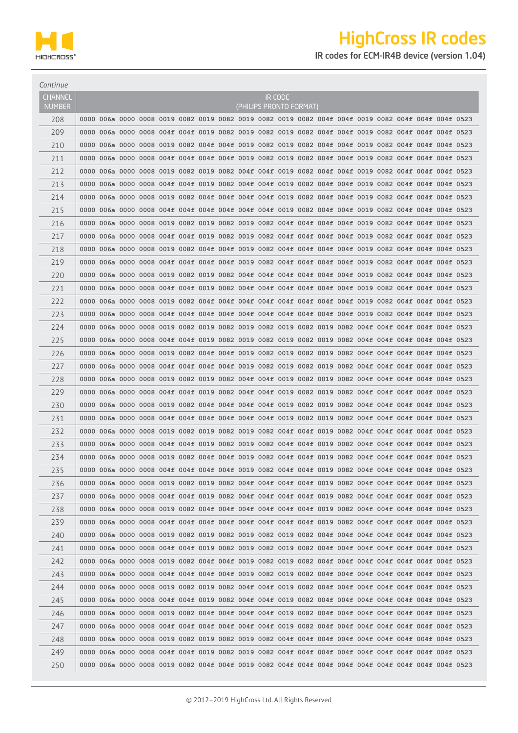# HighCross IR codes

## IR codes for ECM-IR4B device (version 1.04)

*Continue*

| CHANNEL NUMBER | IR CODE (PHILIPS PRONTO FORMAT) |
|---|---|
| 208 | 0000 006a 0000 0008 0019 0082 0019 0082 0019 0082 0019 0082 004f 004f 0019 0082 004f 004f 004f 0523 |
| 209 | 0000 006a 0000 0008 004f 004f 0019 0082 0019 0082 0019 0082 004f 004f 0019 0082 004f 004f 004f 0523 |
| 210 | 0000 006a 0000 0008 0019 0082 004f 004f 0019 0082 0019 0082 004f 004f 0019 0082 004f 004f 004f 0523 |
| 211 | 0000 006a 0000 0008 004f 004f 004f 004f 0019 0082 0019 0082 004f 004f 0019 0082 004f 004f 004f 0523 |
| 212 | 0000 006a 0000 0008 0019 0082 0019 0082 004f 004f 0019 0082 004f 004f 0019 0082 004f 004f 004f 0523 |
| 213 | 0000 006a 0000 0008 004f 004f 0019 0082 004f 004f 0019 0082 004f 004f 0019 0082 004f 004f 004f 0523 |
| 214 | 0000 006a 0000 0008 0019 0082 004f 004f 004f 004f 0019 0082 004f 004f 0019 0082 004f 004f 004f 0523 |
| 215 | 0000 006a 0000 0008 004f 004f 004f 004f 004f 004f 0019 0082 004f 004f 0019 0082 004f 004f 004f 0523 |
| 216 | 0000 006a 0000 0008 0019 0082 0019 0082 0019 0082 004f 004f 004f 004f 0019 0082 004f 004f 004f 0523 |
| 217 | 0000 006a 0000 0008 004f 004f 0019 0082 0019 0082 004f 004f 004f 004f 0019 0082 004f 004f 004f 0523 |
| 218 | 0000 006a 0000 0008 0019 0082 004f 004f 0019 0082 004f 004f 004f 004f 0019 0082 004f 004f 004f 0523 |
| 219 | 0000 006a 0000 0008 004f 004f 004f 004f 0019 0082 004f 004f 004f 004f 0019 0082 004f 004f 004f 0523 |
| 220 | 0000 006a 0000 0008 0019 0082 0019 0082 004f 004f 004f 004f 004f 004f 0019 0082 004f 004f 004f 0523 |
| 221 | 0000 006a 0000 0008 004f 004f 0019 0082 004f 004f 004f 004f 004f 004f 0019 0082 004f 004f 004f 0523 |
| 222 | 0000 006a 0000 0008 0019 0082 004f 004f 004f 004f 004f 004f 004f 004f 0019 0082 004f 004f 004f 0523 |
| 223 | 0000 006a 0000 0008 004f 004f 004f 004f 004f 004f 004f 004f 004f 004f 0019 0082 004f 004f 004f 0523 |
| 224 | 0000 006a 0000 0008 0019 0082 0019 0082 0019 0082 0019 0082 0019 0082 004f 004f 004f 004f 004f 0523 |
| 225 | 0000 006a 0000 0008 004f 004f 0019 0082 0019 0082 0019 0082 0019 0082 004f 004f 004f 004f 004f 0523 |
| 226 | 0000 006a 0000 0008 0019 0082 004f 004f 0019 0082 0019 0082 0019 0082 004f 004f 004f 004f 004f 0523 |
| 227 | 0000 006a 0000 0008 004f 004f 004f 004f 0019 0082 0019 0082 0019 0082 004f 004f 004f 004f 004f 0523 |
| 228 | 0000 006a 0000 0008 0019 0082 0019 0082 004f 004f 0019 0082 0019 0082 004f 004f 004f 004f 004f 0523 |
| 229 | 0000 006a 0000 0008 004f 004f 0019 0082 004f 004f 0019 0082 0019 0082 004f 004f 004f 004f 004f 0523 |
| 230 | 0000 006a 0000 0008 0019 0082 004f 004f 004f 004f 0019 0082 0019 0082 004f 004f 004f 004f 004f 0523 |
| 231 | 0000 006a 0000 0008 004f 004f 004f 004f 004f 004f 0019 0082 0019 0082 004f 004f 004f 004f 004f 0523 |
| 232 | 0000 006a 0000 0008 0019 0082 0019 0082 0019 0082 004f 004f 0019 0082 004f 004f 004f 004f 004f 0523 |
| 233 | 0000 006a 0000 0008 004f 004f 0019 0082 0019 0082 004f 004f 0019 0082 004f 004f 004f 004f 004f 0523 |
| 234 | 0000 006a 0000 0008 0019 0082 004f 004f 0019 0082 004f 004f 0019 0082 004f 004f 004f 004f 004f 0523 |
| 235 | 0000 006a 0000 0008 004f 004f 004f 004f 0019 0082 004f 004f 0019 0082 004f 004f 004f 004f 004f 0523 |
| 236 | 0000 006a 0000 0008 0019 0082 0019 0082 004f 004f 004f 004f 0019 0082 004f 004f 004f 004f 004f 0523 |
| 237 | 0000 006a 0000 0008 004f 004f 0019 0082 004f 004f 004f 004f 0019 0082 004f 004f 004f 004f 004f 0523 |
| 238 | 0000 006a 0000 0008 0019 0082 004f 004f 004f 004f 004f 004f 0019 0082 004f 004f 004f 004f 004f 0523 |
| 239 | 0000 006a 0000 0008 004f 004f 004f 004f 004f 004f 004f 004f 0019 0082 004f 004f 004f 004f 004f 0523 |
| 240 | 0000 006a 0000 0008 0019 0082 0019 0082 0019 0082 0019 0082 004f 004f 004f 004f 004f 004f 004f 0523 |
| 241 | 0000 006a 0000 0008 004f 004f 0019 0082 0019 0082 0019 0082 004f 004f 004f 004f 004f 004f 004f 0523 |
| 242 | 0000 006a 0000 0008 0019 0082 004f 004f 0019 0082 0019 0082 004f 004f 004f 004f 004f 004f 004f 0523 |
| 243 | 0000 006a 0000 0008 004f 004f 004f 004f 0019 0082 0019 0082 004f 004f 004f 004f 004f 004f 004f 0523 |
| 244 | 0000 006a 0000 0008 0019 0082 0019 0082 004f 004f 0019 0082 004f 004f 004f 004f 004f 004f 004f 0523 |
| 245 | 0000 006a 0000 0008 004f 004f 0019 0082 004f 004f 0019 0082 004f 004f 004f 004f 004f 004f 004f 0523 |
| 246 | 0000 006a 0000 0008 0019 0082 004f 004f 004f 004f 0019 0082 004f 004f 004f 004f 004f 004f 004f 0523 |
| 247 | 0000 006a 0000 0008 004f 004f 004f 004f 004f 004f 0019 0082 004f 004f 004f 004f 004f 004f 004f 0523 |
| 248 | 0000 006a 0000 0008 0019 0082 0019 0082 0019 0082 004f 004f 004f 004f 004f 004f 004f 004f 004f 0523 |
| 249 | 0000 006a 0000 0008 004f 004f 0019 0082 0019 0082 004f 004f 004f 004f 004f 004f 004f 004f 004f 0523 |
| 250 | 0000 006a 0000 0008 0019 0082 004f 004f 0019 0082 004f 004f 004f 004f 004f 004f 004f 004f 004f 0523 |

© 2012–2019 HighCross Ltd. All Rights Reserved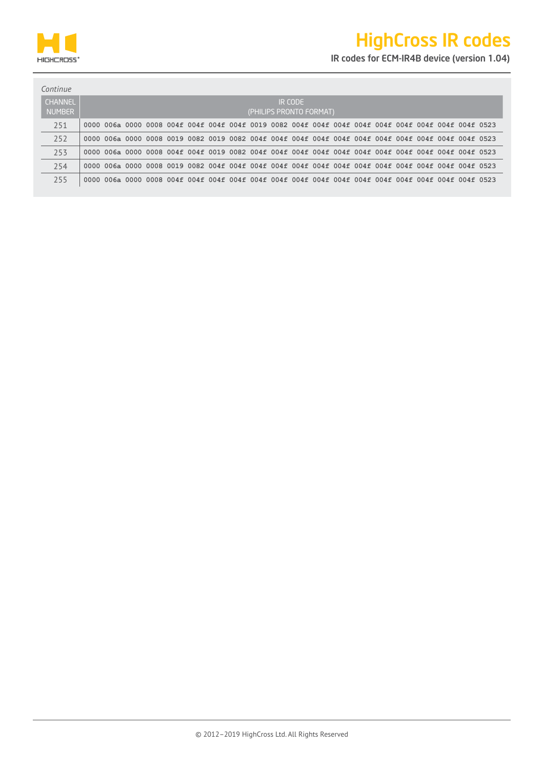*Continue*

| CHANNEL NUMBER | IR CODE (PHILIPS PRONTO FORMAT) |
|---|---|
| 251 | 0000 006a 0000 0008 004f 004f 004f 004f 0019 0082 004f 004f 004f 004f 004f 004f 004f 004f 004f 0523 |
| 252 | 0000 006a 0000 0008 0019 0082 0019 0082 004f 004f 004f 004f 004f 004f 004f 004f 004f 004f 004f 0523 |
| 253 | 0000 006a 0000 0008 004f 004f 0019 0082 004f 004f 004f 004f 004f 004f 004f 004f 004f 004f 004f 0523 |
| 254 | 0000 006a 0000 0008 0019 0082 004f 004f 004f 004f 004f 004f 004f 004f 004f 004f 004f 004f 004f 0523 |
| 255 | 0000 006a 0000 0008 004f 004f 004f 004f 004f 004f 004f 004f 004f 004f 004f 004f 004f 004f 004f 0523 |